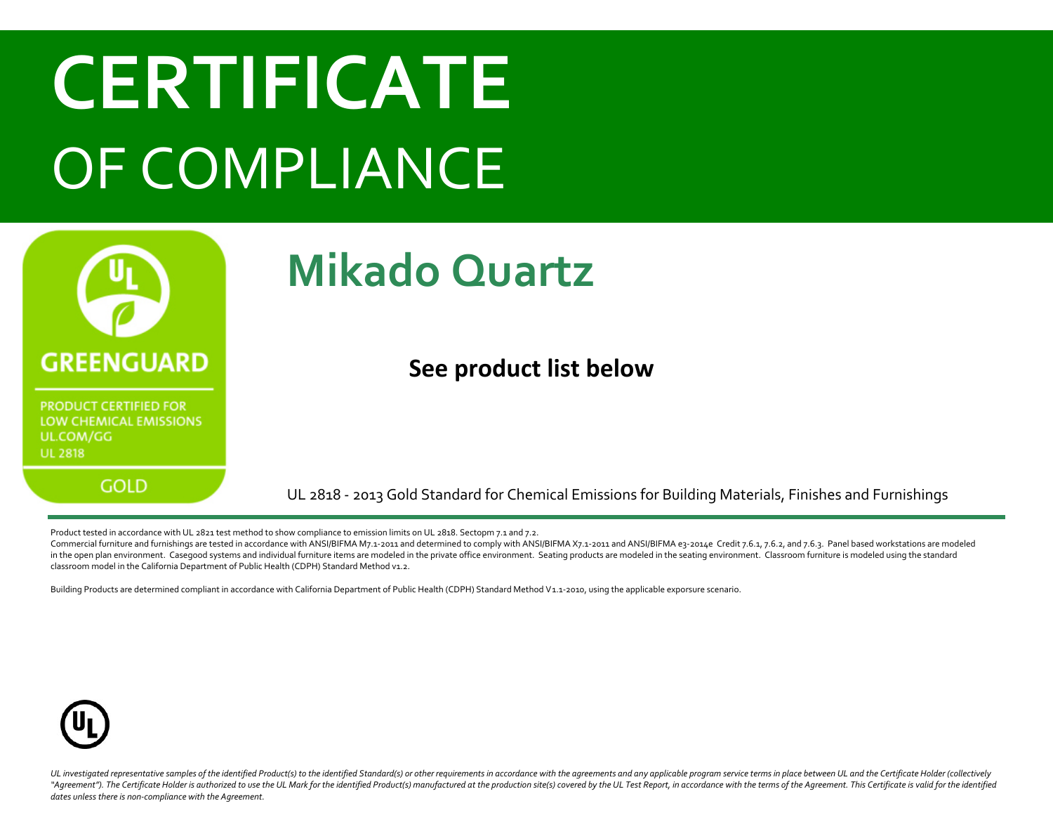# CERTIFICATE

# OF COMPLIANCE

GREENGUARD

PRODUCT CERTIFIED FOR LOW CHEMICAL EMISSIONS
UL.COM/GG
UL 2818

GOLD

## Mikado Quartz

**See product list below**

UL 2818 - 2013 Gold Standard for Chemical Emissions for Building Materials, Finishes and Furnishings

---

Product tested in accordance with UL 2821 test method to show compliance to emission limits on UL 2818. Sectopm 7.1 and 7.2.
Commercial furniture and furnishings are tested in accordance with ANSI/BIFMA M7.1-2011 and determined to comply with ANSI/BIFMA X7.1-2011 and ANSI/BIFMA e3-2014e Credit 7.6.1, 7.6.2, and 7.6.3. Panel based workstations are modeled in the open plan environment. Casegood systems and individual furniture items are modeled in the private office environment. Seating products are modeled in the seating environment. Classroom furniture is modeled using the standard classroom model in the California Department of Public Health (CDPH) Standard Method v1.2.

Building Products are determined compliant in accordance with California Department of Public Health (CDPH) Standard Method V1.1-2010, using the applicable exporsure scenario.

*UL investigated representative samples of the identified Product(s) to the identified Standard(s) or other requirements in accordance with the agreements and any applicable program service terms in place between UL and the Certificate Holder (collectively "Agreement"). The Certificate Holder is authorized to use the UL Mark for the identified Product(s) manufactured at the production site(s) covered by the UL Test Report, in accordance with the terms of the Agreement. This Certificate is valid for the identified dates unless there is non-compliance with the Agreement.*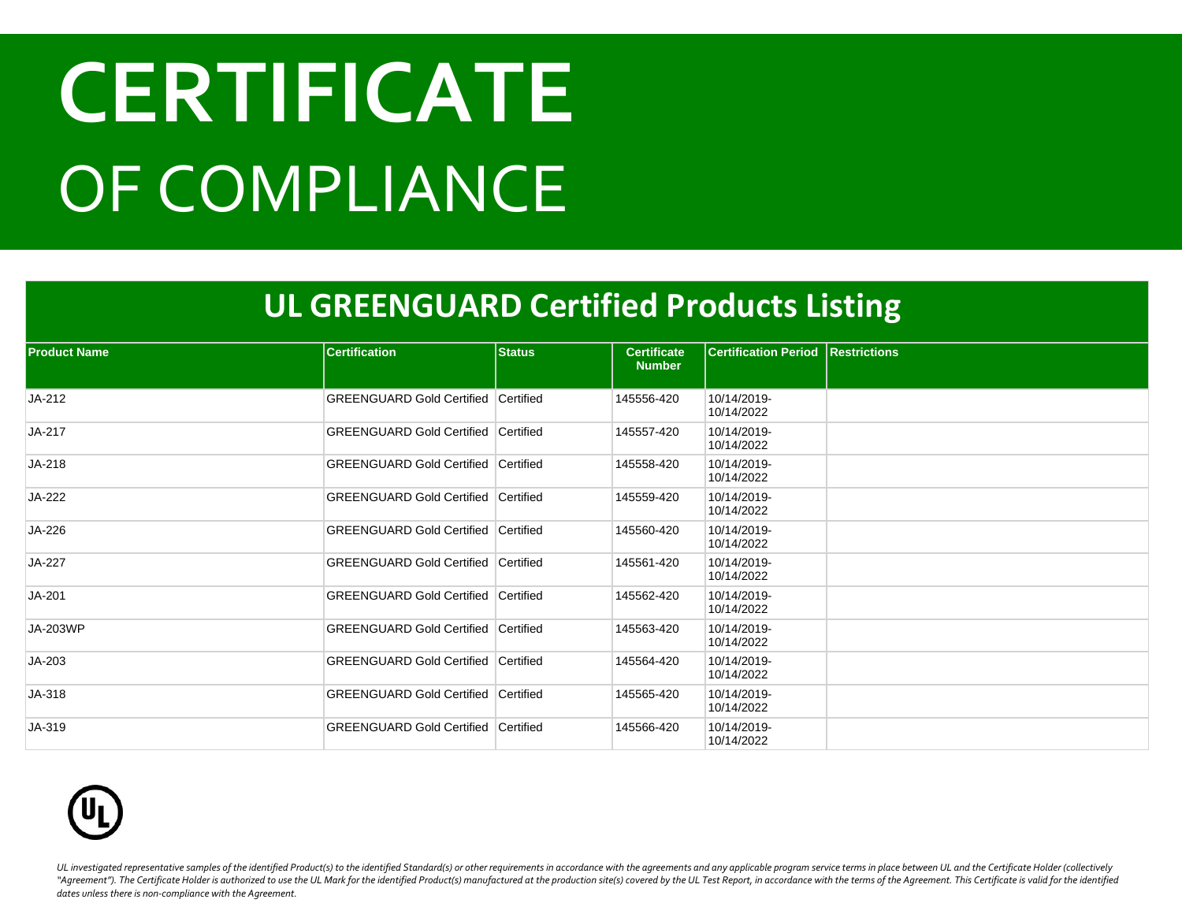# CERTIFICATE
# OF COMPLIANCE

## UL GREENGUARD Certified Products Listing

| Product Name | Certification | Status | Certificate Number | Certification Period | Restrictions |
|---|---|---|---|---|---|
| JA-212 | GREENGUARD Gold Certified | Certified | 145556-420 | 10/14/2019-10/14/2022 | |
| JA-217 | GREENGUARD Gold Certified | Certified | 145557-420 | 10/14/2019-10/14/2022 | |
| JA-218 | GREENGUARD Gold Certified | Certified | 145558-420 | 10/14/2019-10/14/2022 | |
| JA-222 | GREENGUARD Gold Certified | Certified | 145559-420 | 10/14/2019-10/14/2022 | |
| JA-226 | GREENGUARD Gold Certified | Certified | 145560-420 | 10/14/2019-10/14/2022 | |
| JA-227 | GREENGUARD Gold Certified | Certified | 145561-420 | 10/14/2019-10/14/2022 | |
| JA-201 | GREENGUARD Gold Certified | Certified | 145562-420 | 10/14/2019-10/14/2022 | |
| JA-203WP | GREENGUARD Gold Certified | Certified | 145563-420 | 10/14/2019-10/14/2022 | |
| JA-203 | GREENGUARD Gold Certified | Certified | 145564-420 | 10/14/2019-10/14/2022 | |
| JA-318 | GREENGUARD Gold Certified | Certified | 145565-420 | 10/14/2019-10/14/2022 | |
| JA-319 | GREENGUARD Gold Certified | Certified | 145566-420 | 10/14/2019-10/14/2022 | |

*UL investigated representative samples of the identified Product(s) to the identified Standard(s) or other requirements in accordance with the agreements and any applicable program service terms in place between UL and the Certificate Holder (collectively "Agreement"). The Certificate Holder is authorized to use the UL Mark for the identified Product(s) manufactured at the production site(s) covered by the UL Test Report, in accordance with the terms of the Agreement. This Certificate is valid for the identified dates unless there is non-compliance with the Agreement.*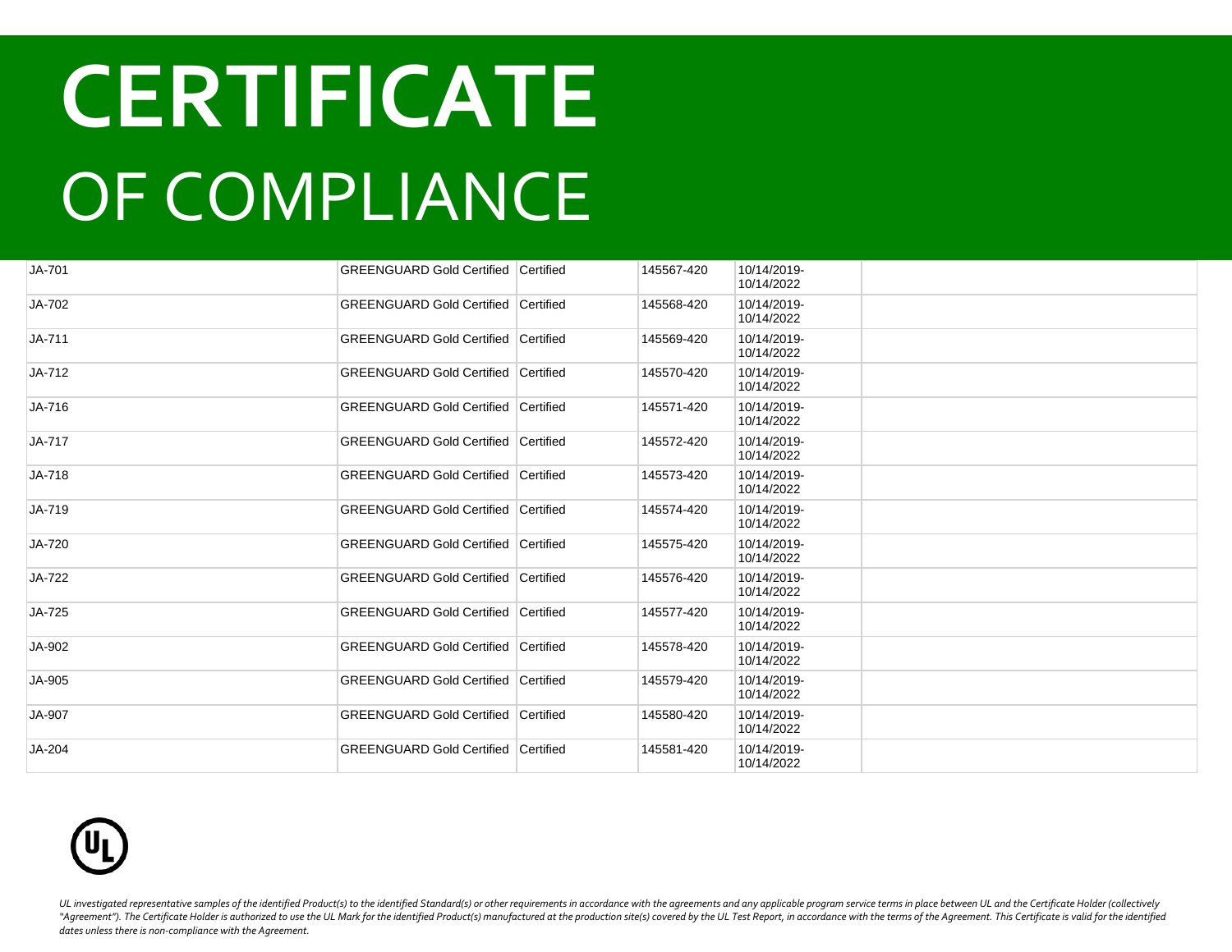# CERTIFICATE

# OF COMPLIANCE

| | | | | | |
|---|---|---|---|---|---|
| JA-701 | GREENGUARD Gold Certified | Certified | 145567-420 | 10/14/2019-10/14/2022 | |
| JA-702 | GREENGUARD Gold Certified | Certified | 145568-420 | 10/14/2019-10/14/2022 | |
| JA-711 | GREENGUARD Gold Certified | Certified | 145569-420 | 10/14/2019-10/14/2022 | |
| JA-712 | GREENGUARD Gold Certified | Certified | 145570-420 | 10/14/2019-10/14/2022 | |
| JA-716 | GREENGUARD Gold Certified | Certified | 145571-420 | 10/14/2019-10/14/2022 | |
| JA-717 | GREENGUARD Gold Certified | Certified | 145572-420 | 10/14/2019-10/14/2022 | |
| JA-718 | GREENGUARD Gold Certified | Certified | 145573-420 | 10/14/2019-10/14/2022 | |
| JA-719 | GREENGUARD Gold Certified | Certified | 145574-420 | 10/14/2019-10/14/2022 | |
| JA-720 | GREENGUARD Gold Certified | Certified | 145575-420 | 10/14/2019-10/14/2022 | |
| JA-722 | GREENGUARD Gold Certified | Certified | 145576-420 | 10/14/2019-10/14/2022 | |
| JA-725 | GREENGUARD Gold Certified | Certified | 145577-420 | 10/14/2019-10/14/2022 | |
| JA-902 | GREENGUARD Gold Certified | Certified | 145578-420 | 10/14/2019-10/14/2022 | |
| JA-905 | GREENGUARD Gold Certified | Certified | 145579-420 | 10/14/2019-10/14/2022 | |
| JA-907 | GREENGUARD Gold Certified | Certified | 145580-420 | 10/14/2019-10/14/2022 | |
| JA-204 | GREENGUARD Gold Certified | Certified | 145581-420 | 10/14/2019-10/14/2022 | |

*UL investigated representative samples of the identified Product(s) to the identified Standard(s) or other requirements in accordance with the agreements and any applicable program service terms in place between UL and the Certificate Holder (collectively "Agreement"). The Certificate Holder is authorized to use the UL Mark for the identified Product(s) manufactured at the production site(s) covered by the UL Test Report, in accordance with the terms of the Agreement. This Certificate is valid for the identified dates unless there is non-compliance with the Agreement.*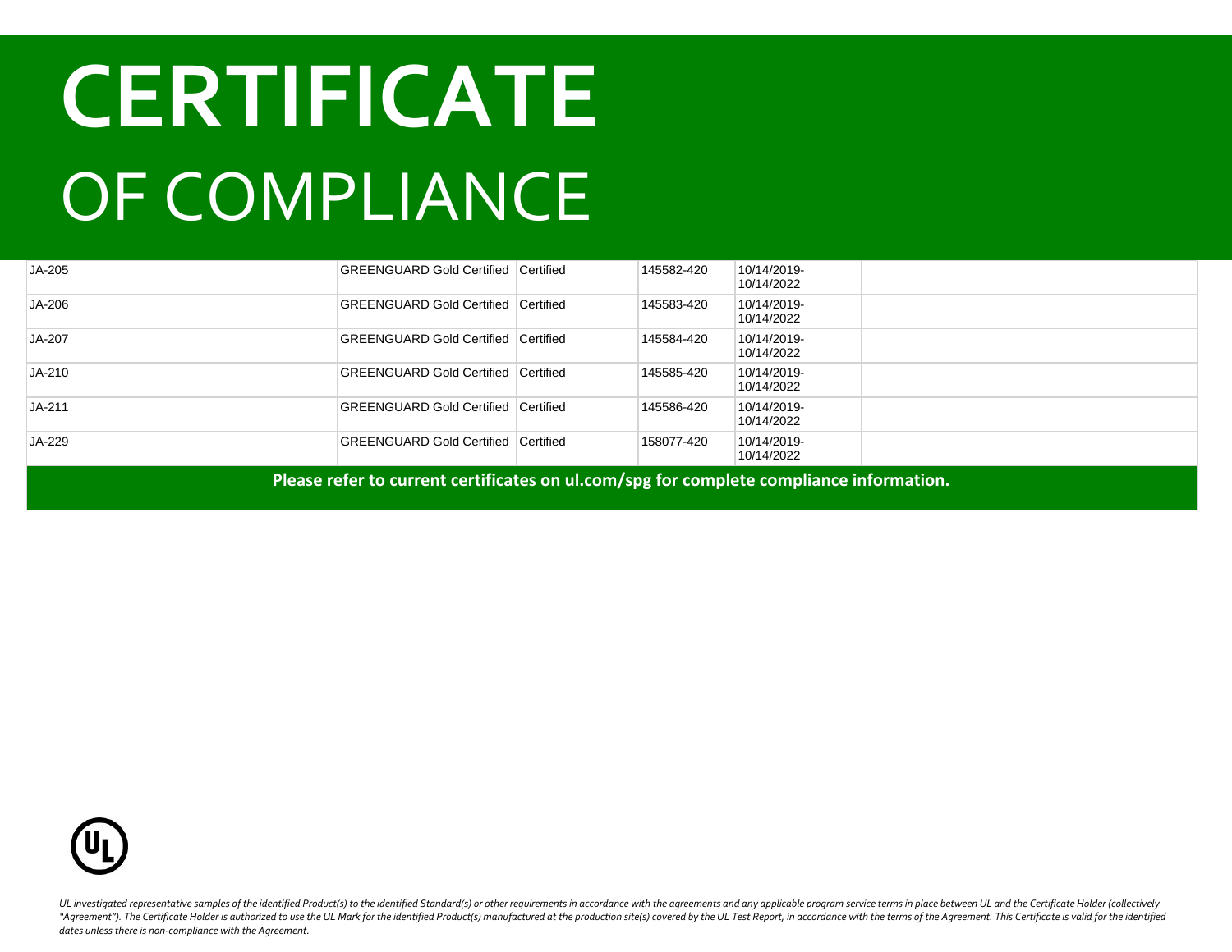# CERTIFICATE

# OF COMPLIANCE

| | | | | | |
|---|---|---|---|---|---|
| JA-205 | GREENGUARD Gold Certified | Certified | 145582-420 | 10/14/2019-10/14/2022 | |
| JA-206 | GREENGUARD Gold Certified | Certified | 145583-420 | 10/14/2019-10/14/2022 | |
| JA-207 | GREENGUARD Gold Certified | Certified | 145584-420 | 10/14/2019-10/14/2022 | |
| JA-210 | GREENGUARD Gold Certified | Certified | 145585-420 | 10/14/2019-10/14/2022 | |
| JA-211 | GREENGUARD Gold Certified | Certified | 145586-420 | 10/14/2019-10/14/2022 | |
| JA-229 | GREENGUARD Gold Certified | Certified | 158077-420 | 10/14/2019-10/14/2022 | |

**Please refer to current certificates on ul.com/spg for complete compliance information.**

*UL investigated representative samples of the identified Product(s) to the identified Standard(s) or other requirements in accordance with the agreements and any applicable program service terms in place between UL and the Certificate Holder (collectively "Agreement"). The Certificate Holder is authorized to use the UL Mark for the identified Product(s) manufactured at the production site(s) covered by the UL Test Report, in accordance with the terms of the Agreement. This Certificate is valid for the identified dates unless there is non-compliance with the Agreement.*